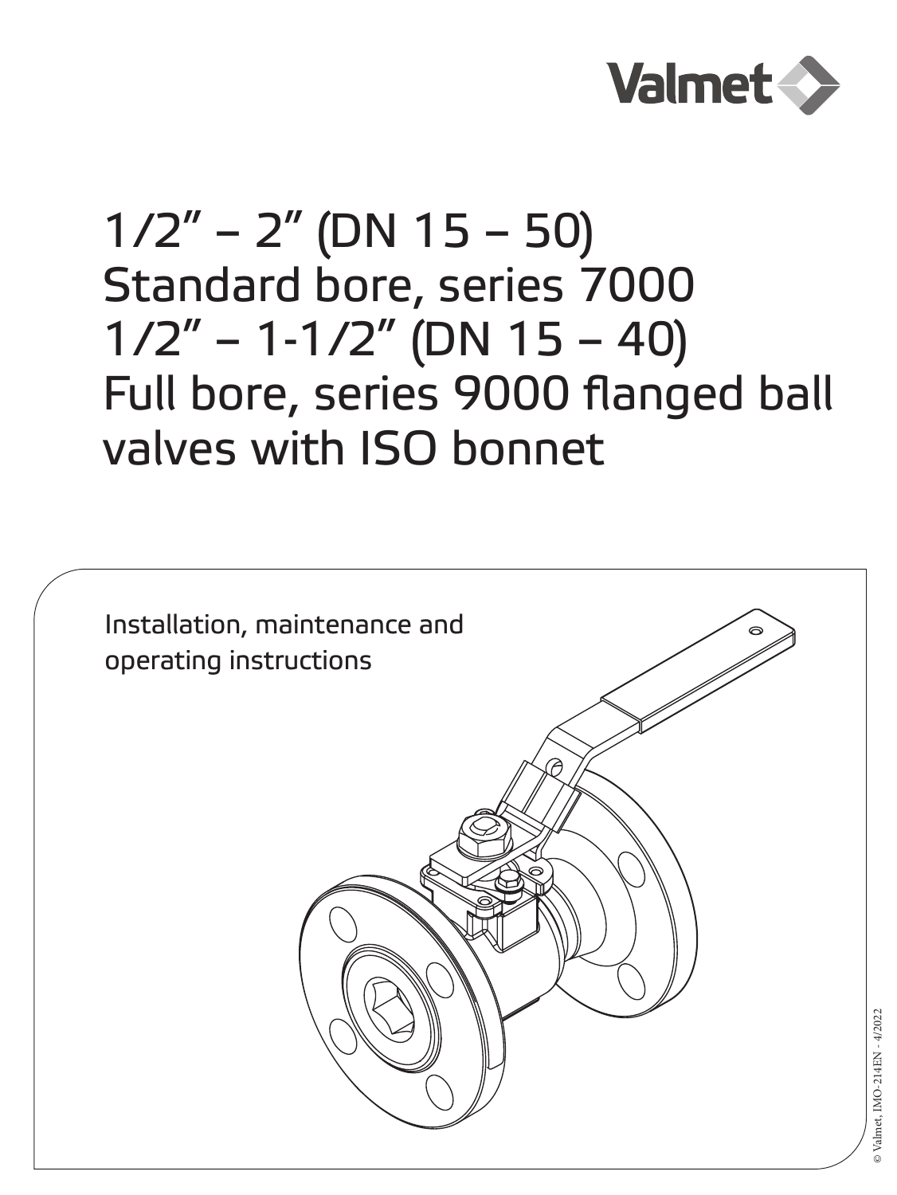Valmet

# 1/2" – 2" (DN 15 – 50) Standard bore, series 7000 1/2" – 1-1/2" (DN 15 – 40) Full bore, series 9000 flanged ball valves with ISO bonnet

Installation, maintenance and operating instructions

© Valmet, IMO-214EN - 4/2022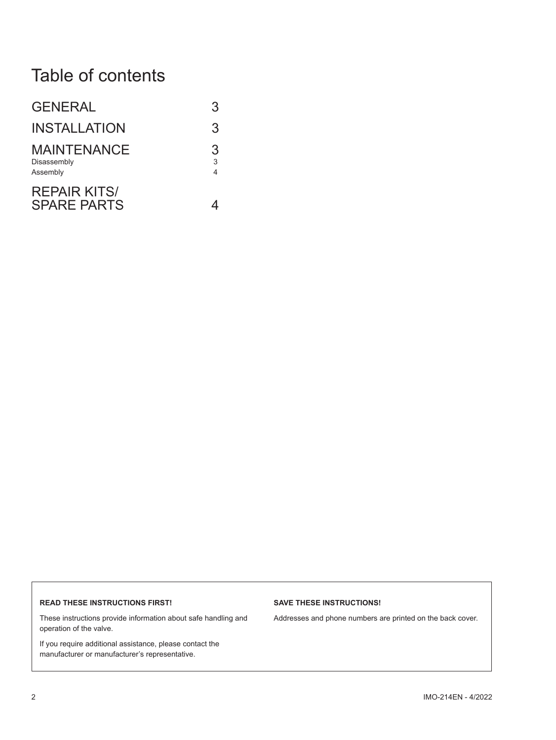# Table of contents

| | |
|---|---|
| GENERAL | 3 |
| INSTALLATION | 3 |
| MAINTENANCE | 3 |
| Disassembly | 3 |
| Assembly | 4 |
| REPAIR KITS/ SPARE PARTS | 4 |

**READ THESE INSTRUCTIONS FIRST!**

These instructions provide information about safe handling and operation of the valve.

If you require additional assistance, please contact the manufacturer or manufacturer's representative.

**SAVE THESE INSTRUCTIONS!**

Addresses and phone numbers are printed on the back cover.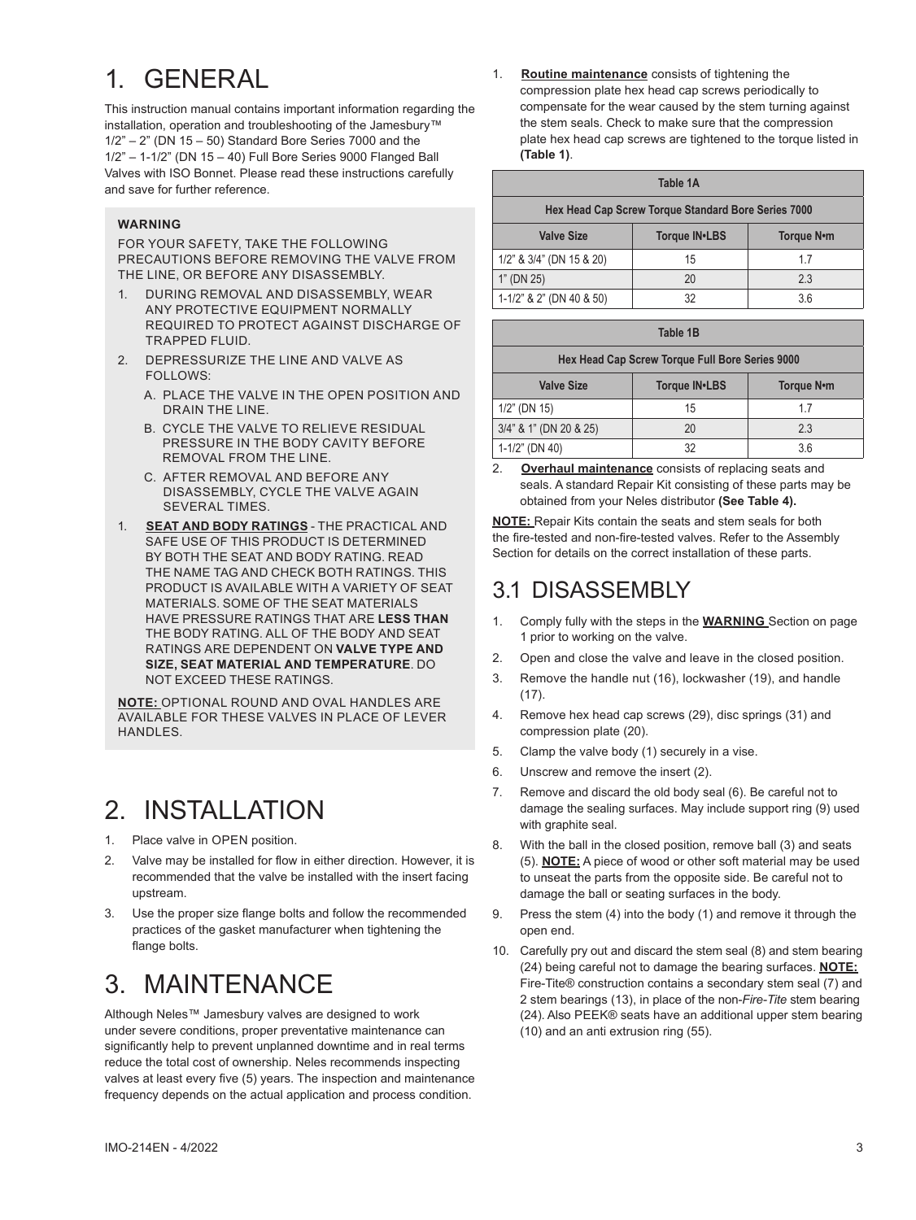# 1. GENERAL

This instruction manual contains important information regarding the installation, operation and troubleshooting of the Jamesbury™ 1/2" – 2" (DN 15 – 50) Standard Bore Series 7000 and the 1/2" – 1-1/2" (DN 15 – 40) Full Bore Series 9000 Flanged Ball Valves with ISO Bonnet. Please read these instructions carefully and save for further reference.

**WARNING**

FOR YOUR SAFETY, TAKE THE FOLLOWING PRECAUTIONS BEFORE REMOVING THE VALVE FROM THE LINE, OR BEFORE ANY DISASSEMBLY.

1. DURING REMOVAL AND DISASSEMBLY, WEAR ANY PROTECTIVE EQUIPMENT NORMALLY REQUIRED TO PROTECT AGAINST DISCHARGE OF TRAPPED FLUID.
2. DEPRESSURIZE THE LINE AND VALVE AS FOLLOWS:
   A. PLACE THE VALVE IN THE OPEN POSITION AND DRAIN THE LINE.
   B. CYCLE THE VALVE TO RELIEVE RESIDUAL PRESSURE IN THE BODY CAVITY BEFORE REMOVAL FROM THE LINE.
   C. AFTER REMOVAL AND BEFORE ANY DISASSEMBLY, CYCLE THE VALVE AGAIN SEVERAL TIMES.

1. **SEAT AND BODY RATINGS** - THE PRACTICAL AND SAFE USE OF THIS PRODUCT IS DETERMINED BY BOTH THE SEAT AND BODY RATING. READ THE NAME TAG AND CHECK BOTH RATINGS. THIS PRODUCT IS AVAILABLE WITH A VARIETY OF SEAT MATERIALS. SOME OF THE SEAT MATERIALS HAVE PRESSURE RATINGS THAT ARE **LESS THAN** THE BODY RATING. ALL OF THE BODY AND SEAT RATINGS ARE DEPENDENT ON **VALVE TYPE AND SIZE, SEAT MATERIAL AND TEMPERATURE**. DO NOT EXCEED THESE RATINGS.

**NOTE:** OPTIONAL ROUND AND OVAL HANDLES ARE AVAILABLE FOR THESE VALVES IN PLACE OF LEVER HANDLES.

# 2. INSTALLATION

1. Place valve in OPEN position.
2. Valve may be installed for flow in either direction. However, it is recommended that the valve be installed with the insert facing upstream.
3. Use the proper size flange bolts and follow the recommended practices of the gasket manufacturer when tightening the flange bolts.

# 3. MAINTENANCE

Although Neles™ Jamesbury valves are designed to work under severe conditions, proper preventative maintenance can significantly help to prevent unplanned downtime and in real terms reduce the total cost of ownership. Neles recommends inspecting valves at least every five (5) years. The inspection and maintenance frequency depends on the actual application and process condition.

1. **Routine maintenance** consists of tightening the compression plate hex head cap screws periodically to compensate for the wear caused by the stem turning against the stem seals. Check to make sure that the compression plate hex head cap screws are tightened to the torque listed in **(Table 1)**.

**Table 1A**

**Hex Head Cap Screw Torque Standard Bore Series 7000**

| Valve Size | Torque IN•LBS | Torque N•m |
|---|---|---|
| 1/2" & 3/4" (DN 15 & 20) | 15 | 1.7 |
| 1" (DN 25) | 20 | 2.3 |
| 1-1/2" & 2" (DN 40 & 50) | 32 | 3.6 |

**Table 1B**

**Hex Head Cap Screw Torque Full Bore Series 9000**

| Valve Size | Torque IN•LBS | Torque N•m |
|---|---|---|
| 1/2" (DN 15) | 15 | 1.7 |
| 3/4" & 1" (DN 20 & 25) | 20 | 2.3 |
| 1-1/2" (DN 40) | 32 | 3.6 |

2. **Overhaul maintenance** consists of replacing seats and seals. A standard Repair Kit consisting of these parts may be obtained from your Neles distributor **(See Table 4).**

**NOTE:** Repair Kits contain the seats and stem seals for both the fire-tested and non-fire-tested valves. Refer to the Assembly Section for details on the correct installation of these parts.

## 3.1 DISASSEMBLY

1. Comply fully with the steps in the **WARNING** Section on page 1 prior to working on the valve.
2. Open and close the valve and leave in the closed position.
3. Remove the handle nut (16), lockwasher (19), and handle (17).
4. Remove hex head cap screws (29), disc springs (31) and compression plate (20).
5. Clamp the valve body (1) securely in a vise.
6. Unscrew and remove the insert (2).
7. Remove and discard the old body seal (6). Be careful not to damage the sealing surfaces. May include support ring (9) used with graphite seal.
8. With the ball in the closed position, remove ball (3) and seats (5). **NOTE:** A piece of wood or other soft material may be used to unseat the parts from the opposite side. Be careful not to damage the ball or seating surfaces in the body.
9. Press the stem (4) into the body (1) and remove it through the open end.
10. Carefully pry out and discard the stem seal (8) and stem bearing (24) being careful not to damage the bearing surfaces. **NOTE:** Fire-Tite® construction contains a secondary stem seal (7) and 2 stem bearings (13), in place of the non-*Fire-Tite* stem bearing (24). Also PEEK® seats have an additional upper stem bearing (10) and an anti extrusion ring (55).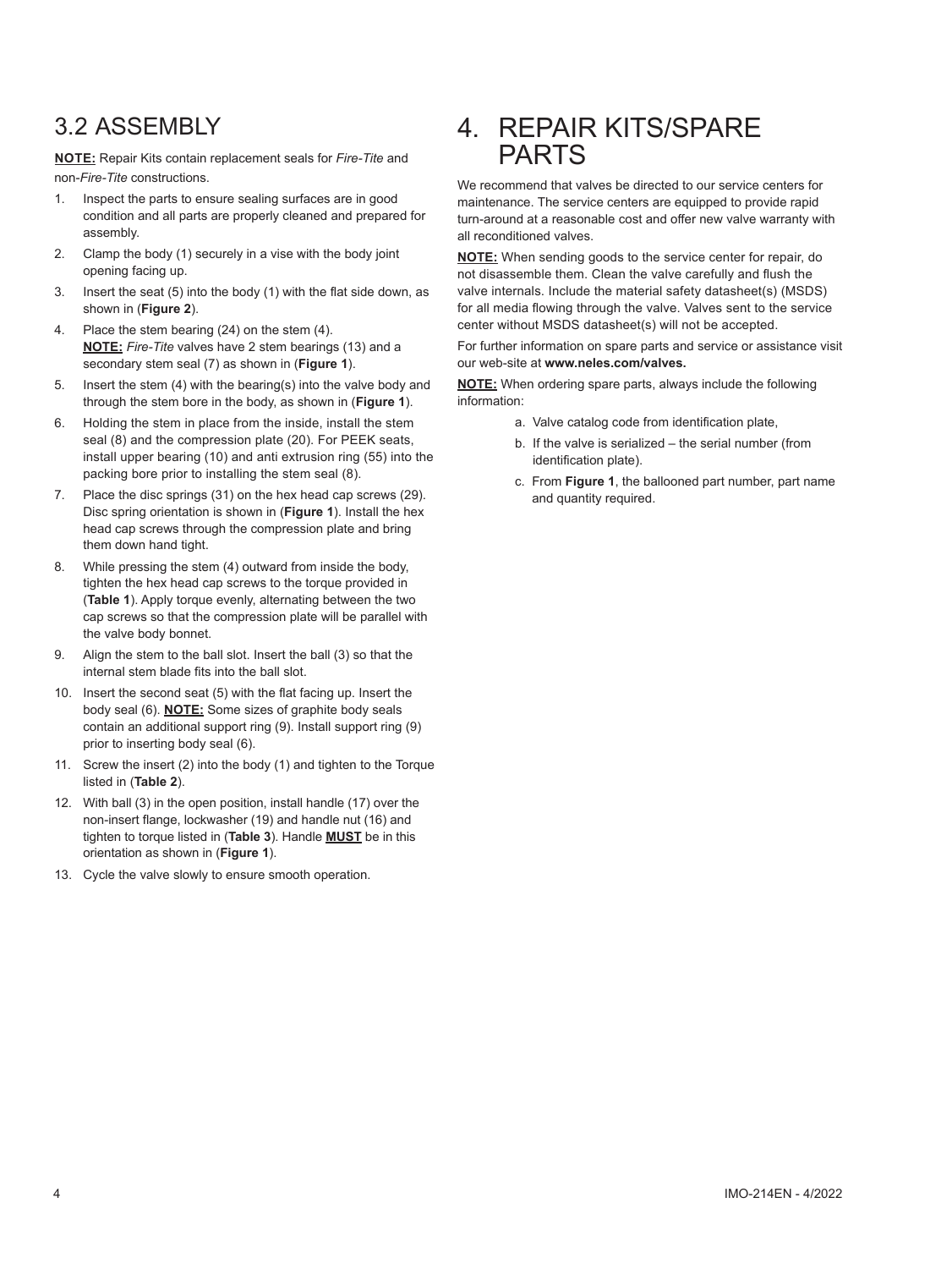## 3.2 ASSEMBLY

**NOTE:** Repair Kits contain replacement seals for *Fire-Tite* and non-*Fire-Tite* constructions.

1. Inspect the parts to ensure sealing surfaces are in good condition and all parts are properly cleaned and prepared for assembly.
2. Clamp the body (1) securely in a vise with the body joint opening facing up.
3. Insert the seat (5) into the body (1) with the flat side down, as shown in (**Figure 2**).
4. Place the stem bearing (24) on the stem (4).
   **NOTE:** *Fire-Tite* valves have 2 stem bearings (13) and a secondary stem seal (7) as shown in (**Figure 1**).
5. Insert the stem (4) with the bearing(s) into the valve body and through the stem bore in the body, as shown in (**Figure 1**).
6. Holding the stem in place from the inside, install the stem seal (8) and the compression plate (20). For PEEK seats, install upper bearing (10) and anti extrusion ring (55) into the packing bore prior to installing the stem seal (8).
7. Place the disc springs (31) on the hex head cap screws (29). Disc spring orientation is shown in (**Figure 1**). Install the hex head cap screws through the compression plate and bring them down hand tight.
8. While pressing the stem (4) outward from inside the body, tighten the hex head cap screws to the torque provided in (**Table 1**). Apply torque evenly, alternating between the two cap screws so that the compression plate will be parallel with the valve body bonnet.
9. Align the stem to the ball slot. Insert the ball (3) so that the internal stem blade fits into the ball slot.
10. Insert the second seat (5) with the flat facing up. Insert the body seal (6). **NOTE:** Some sizes of graphite body seals contain an additional support ring (9). Install support ring (9) prior to inserting body seal (6).
11. Screw the insert (2) into the body (1) and tighten to the Torque listed in (**Table 2**).
12. With ball (3) in the open position, install handle (17) over the non-insert flange, lockwasher (19) and handle nut (16) and tighten to torque listed in (**Table 3**). Handle **MUST** be in this orientation as shown in (**Figure 1**).
13. Cycle the valve slowly to ensure smooth operation.

# 4. REPAIR KITS/SPARE PARTS

We recommend that valves be directed to our service centers for maintenance. The service centers are equipped to provide rapid turn-around at a reasonable cost and offer new valve warranty with all reconditioned valves.

**NOTE:** When sending goods to the service center for repair, do not disassemble them. Clean the valve carefully and flush the valve internals. Include the material safety datasheet(s) (MSDS) for all media flowing through the valve. Valves sent to the service center without MSDS datasheet(s) will not be accepted.

For further information on spare parts and service or assistance visit our web-site at **www.neles.com/valves.**

**NOTE:** When ordering spare parts, always include the following information:

a. Valve catalog code from identification plate,
b. If the valve is serialized – the serial number (from identification plate).
c. From **Figure 1**, the ballooned part number, part name and quantity required.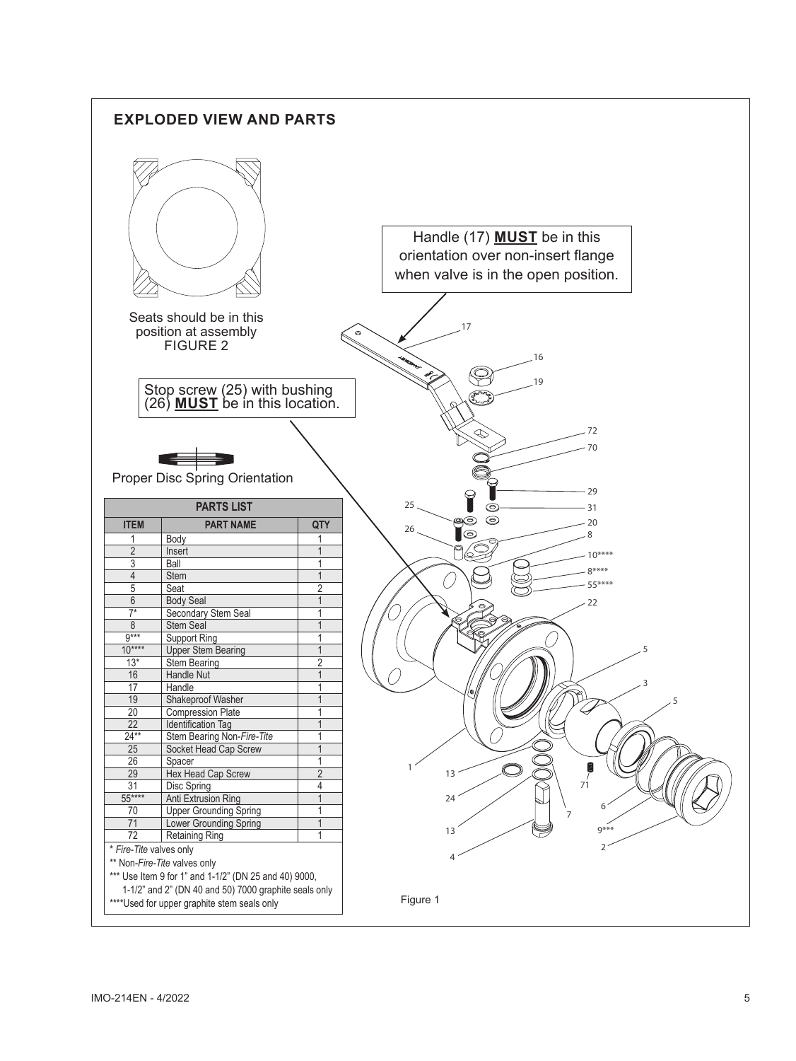## EXPLODED VIEW AND PARTS

Seats should be in this position at assembly
FIGURE 2

Stop screw (25) with bushing (26) **MUST** be in this location.

Handle (17) **MUST** be in this orientation over non-insert flange when valve is in the open position.

Proper Disc Spring Orientation

| PARTS LIST | | |
|---|---|---|
| **ITEM** | **PART NAME** | **QTY** |
| 1 | Body | 1 |
| 2 | Insert | 1 |
| 3 | Ball | 1 |
| 4 | Stem | 1 |
| 5 | Seat | 2 |
| 6 | Body Seal | 1 |
| 7* | Secondary Stem Seal | 1 |
| 8 | Stem Seal | 1 |
| 9*** | Support Ring | 1 |
| 10**** | Upper Stem Bearing | 1 |
| 13* | Stem Bearing | 2 |
| 16 | Handle Nut | 1 |
| 17 | Handle | 1 |
| 19 | Shakeproof Washer | 1 |
| 20 | Compression Plate | 1 |
| 22 | Identification Tag | 1 |
| 24** | Stem Bearing Non-*Fire-Tite* | 1 |
| 25 | Socket Head Cap Screw | 1 |
| 26 | Spacer | 1 |
| 29 | Hex Head Cap Screw | 2 |
| 31 | Disc Spring | 4 |
| 55**** | Anti Extrusion Ring | 1 |
| 70 | Upper Grounding Spring | 1 |
| 71 | Lower Grounding Spring | 1 |
| 72 | Retaining Ring | 1 |

\* *Fire-Tite* valves only

** Non-*Fire-Tite* valves only

*** Use Item 9 for 1" and 1-1/2" (DN 25 and 40) 9000, 1-1/2" and 2" (DN 40 and 50) 7000 graphite seals only

****Used for upper graphite stem seals only

Figure 1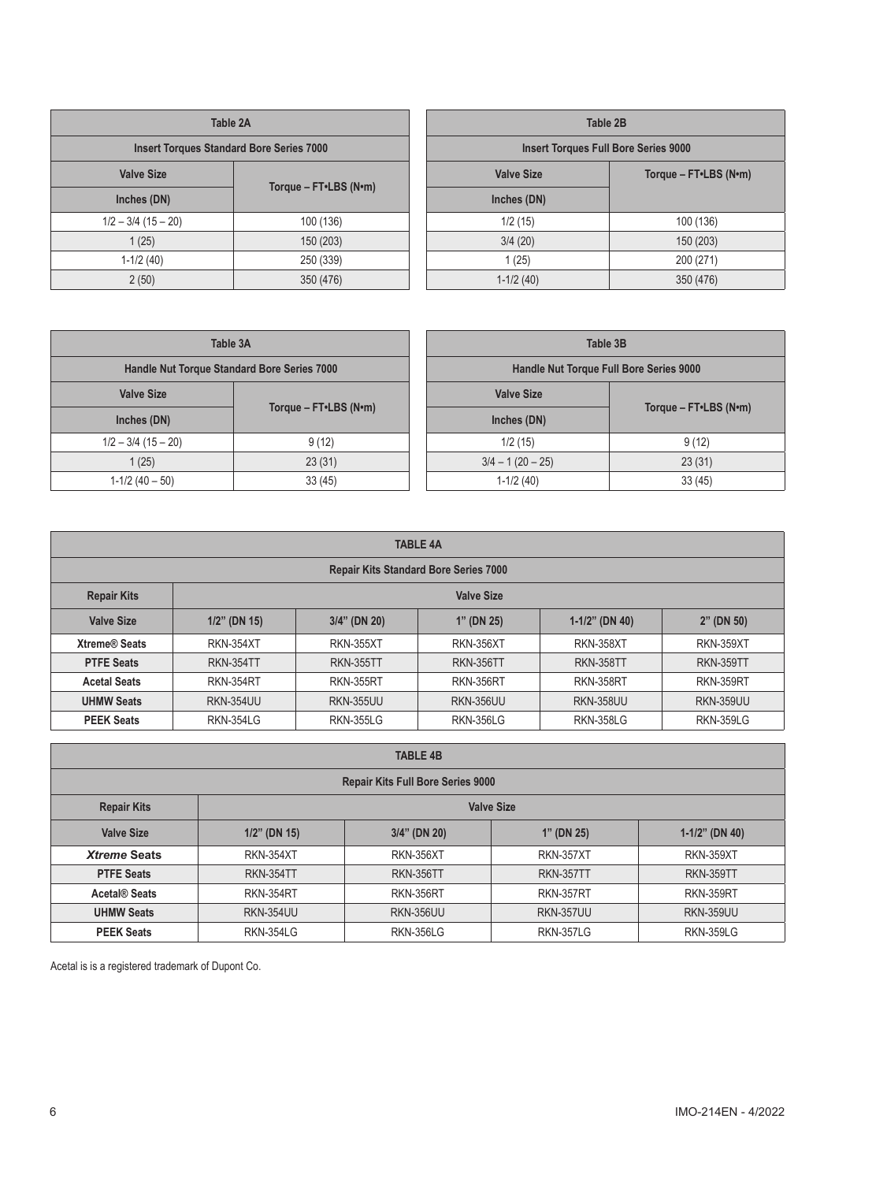| Table 2A | |
|---|---|
| **Insert Torques Standard Bore Series 7000** | |
| **Valve Size Inches (DN)** | **Torque – FT•LBS (N•m)** |
| 1/2 – 3/4 (15 – 20) | 100 (136) |
| 1 (25) | 150 (203) |
| 1-1/2 (40) | 250 (339) |
| 2 (50) | 350 (476) |

| Table 2B | |
|---|---|
| **Insert Torques Full Bore Series 9000** | |
| **Valve Size Inches (DN)** | **Torque – FT•LBS (N•m)** |
| 1/2 (15) | 100 (136) |
| 3/4 (20) | 150 (203) |
| 1 (25) | 200 (271) |
| 1-1/2 (40) | 350 (476) |

| Table 3A | |
|---|---|
| **Handle Nut Torque Standard Bore Series 7000** | |
| **Valve Size Inches (DN)** | **Torque – FT•LBS (N•m)** |
| 1/2 – 3/4 (15 – 20) | 9 (12) |
| 1 (25) | 23 (31) |
| 1-1/2 (40 – 50) | 33 (45) |

| Table 3B | |
|---|---|
| **Handle Nut Torque Full Bore Series 9000** | |
| **Valve Size Inches (DN)** | **Torque – FT•LBS (N•m)** |
| 1/2 (15) | 9 (12) |
| 3/4 – 1 (20 – 25) | 23 (31) |
| 1-1/2 (40) | 33 (45) |

| TABLE 4A | | | | | |
|---|---|---|---|---|---|
| **Repair Kits Standard Bore Series 7000** | | | | | |
| **Repair Kits** | **Valve Size** | | | | |
| **Valve Size** | **1/2" (DN 15)** | **3/4" (DN 20)** | **1" (DN 25)** | **1-1/2" (DN 40)** | **2" (DN 50)** |
| **Xtreme® Seats** | RKN-354XT | RKN-355XT | RKN-356XT | RKN-358XT | RKN-359XT |
| **PTFE Seats** | RKN-354TT | RKN-355TT | RKN-356TT | RKN-358TT | RKN-359TT |
| **Acetal Seats** | RKN-354RT | RKN-355RT | RKN-356RT | RKN-358RT | RKN-359RT |
| **UHMW Seats** | RKN-354UU | RKN-355UU | RKN-356UU | RKN-358UU | RKN-359UU |
| **PEEK Seats** | RKN-354LG | RKN-355LG | RKN-356LG | RKN-358LG | RKN-359LG |

| TABLE 4B | | | | |
|---|---|---|---|---|
| **Repair Kits Full Bore Series 9000** | | | | |
| **Repair Kits** | **Valve Size** | | | |
| **Valve Size** | **1/2" (DN 15)** | **3/4" (DN 20)** | **1" (DN 25)** | **1-1/2" (DN 40)** |
| ***Xtreme* Seats** | RKN-354XT | RKN-356XT | RKN-357XT | RKN-359XT |
| **PTFE Seats** | RKN-354TT | RKN-356TT | RKN-357TT | RKN-359TT |
| **Acetal® Seats** | RKN-354RT | RKN-356RT | RKN-357RT | RKN-359RT |
| **UHMW Seats** | RKN-354UU | RKN-356UU | RKN-357UU | RKN-359UU |
| **PEEK Seats** | RKN-354LG | RKN-356LG | RKN-357LG | RKN-359LG |

Acetal is is a registered trademark of Dupont Co.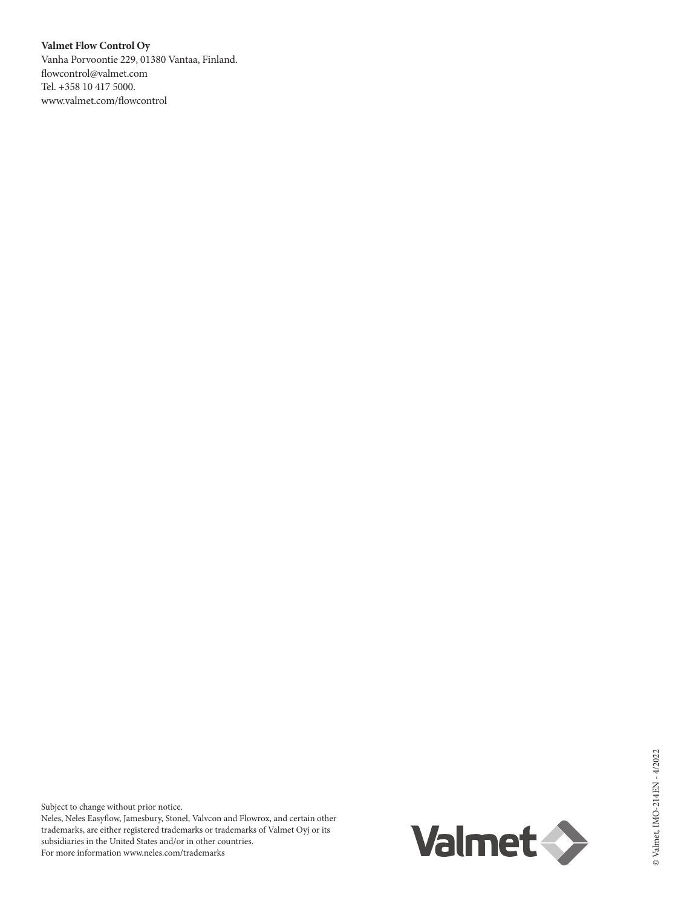**Valmet Flow Control Oy**
Vanha Porvoontie 229, 01380 Vantaa, Finland.
flowcontrol@valmet.com
Tel. +358 10 417 5000.
www.valmet.com/flowcontrol

Subject to change without prior notice.
Neles, Neles Easyflow, Jamesbury, Stonel, Valvcon and Flowrox, and certain other trademarks, are either registered trademarks or trademarks of Valmet Oyj or its subsidiaries in the United States and/or in other countries.
For more information www.neles.com/trademarks

Valmet

© Valmet, IMO-214EN - 4/2022